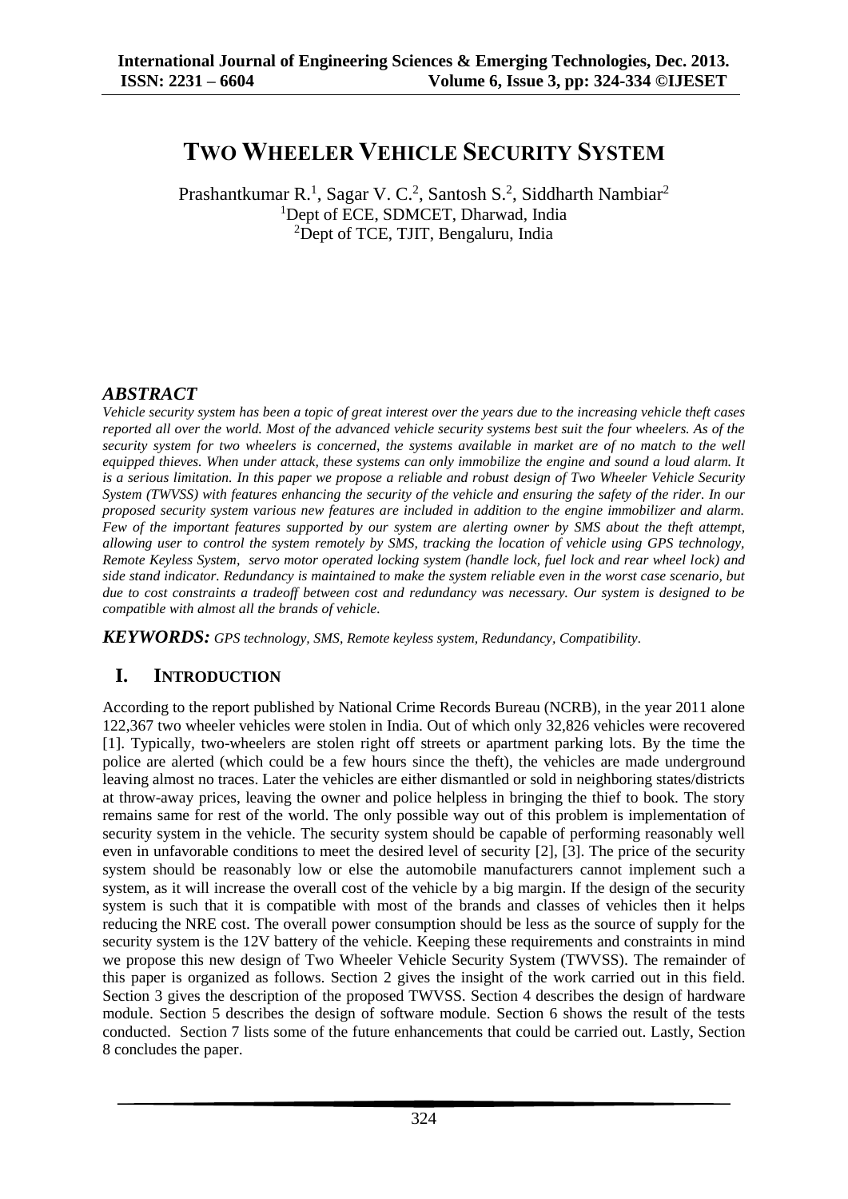# TWO WHEELER VEHICLE SECURITY SYSTEM

Prashantkumar R.[1], Sagar V. C.[2], Santosh S.[2], Siddharth Nambiar[2]

[1]Dept of ECE, SDMCET, Dharwad, India

[2]Dept of TCE, TJIT, Bengaluru, India

## *ABSTRACT*

*Vehicle security system has been a topic of great interest over the years due to the increasing vehicle theft cases reported all over the world. Most of the advanced vehicle security systems best suit the four wheelers. As of the security system for two wheelers is concerned, the systems available in market are of no match to the well equipped thieves. When under attack, these systems can only immobilize the engine and sound a loud alarm. It is a serious limitation. In this paper we propose a reliable and robust design of Two Wheeler Vehicle Security System (TWVSS) with features enhancing the security of the vehicle and ensuring the safety of the rider. In our proposed security system various new features are included in addition to the engine immobilizer and alarm. Few of the important features supported by our system are alerting owner by SMS about the theft attempt, allowing user to control the system remotely by SMS, tracking the location of vehicle using GPS technology, Remote Keyless System, servo motor operated locking system (handle lock, fuel lock and rear wheel lock) and side stand indicator. Redundancy is maintained to make the system reliable even in the worst case scenario, but due to cost constraints a tradeoff between cost and redundancy was necessary. Our system is designed to be compatible with almost all the brands of vehicle.*

***KEYWORDS:*** *GPS technology, SMS, Remote keyless system, Redundancy, Compatibility.*

## I. INTRODUCTION

According to the report published by National Crime Records Bureau (NCRB), in the year 2011 alone 122,367 two wheeler vehicles were stolen in India. Out of which only 32,826 vehicles were recovered [1]. Typically, two-wheelers are stolen right off streets or apartment parking lots. By the time the police are alerted (which could be a few hours since the theft), the vehicles are made underground leaving almost no traces. Later the vehicles are either dismantled or sold in neighboring states/districts at throw-away prices, leaving the owner and police helpless in bringing the thief to book. The story remains same for rest of the world. The only possible way out of this problem is implementation of security system in the vehicle. The security system should be capable of performing reasonably well even in unfavorable conditions to meet the desired level of security [2], [3]. The price of the security system should be reasonably low or else the automobile manufacturers cannot implement such a system, as it will increase the overall cost of the vehicle by a big margin. If the design of the security system is such that it is compatible with most of the brands and classes of vehicles then it helps reducing the NRE cost. The overall power consumption should be less as the source of supply for the security system is the 12V battery of the vehicle. Keeping these requirements and constraints in mind we propose this new design of Two Wheeler Vehicle Security System (TWVSS). The remainder of this paper is organized as follows. Section 2 gives the insight of the work carried out in this field. Section 3 gives the description of the proposed TWVSS. Section 4 describes the design of hardware module. Section 5 describes the design of software module. Section 6 shows the result of the tests conducted. Section 7 lists some of the future enhancements that could be carried out. Lastly, Section 8 concludes the paper.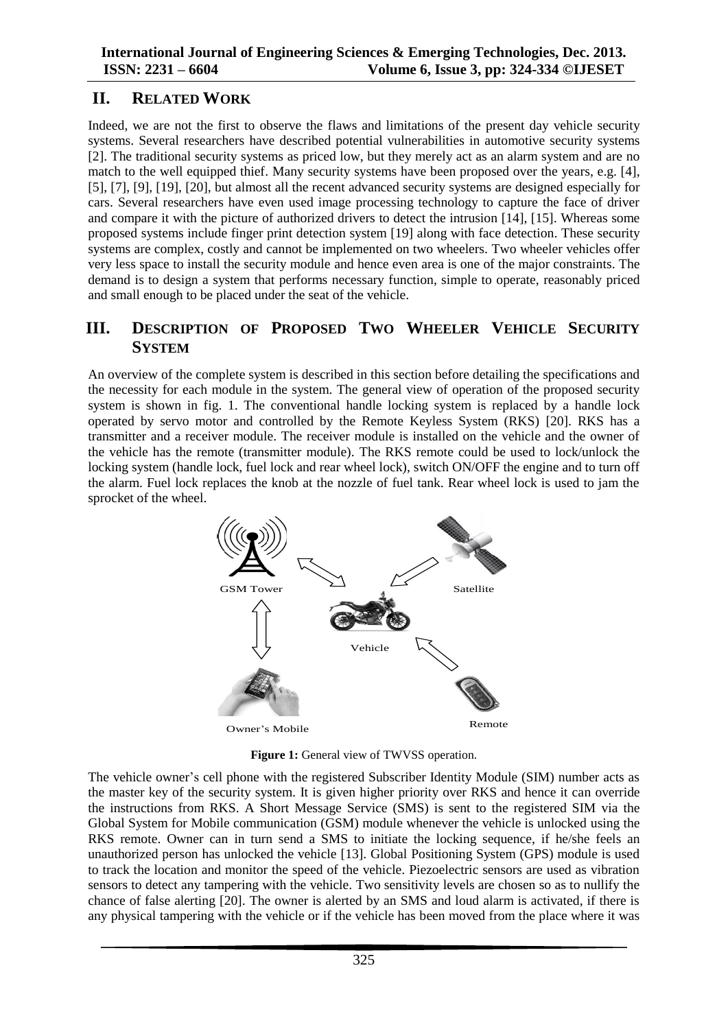## II. Related Work

Indeed, we are not the first to observe the flaws and limitations of the present day vehicle security systems. Several researchers have described potential vulnerabilities in automotive security systems [2]. The traditional security systems as priced low, but they merely act as an alarm system and are no match to the well equipped thief. Many security systems have been proposed over the years, e.g. [4], [5], [7], [9], [19], [20], but almost all the recent advanced security systems are designed especially for cars. Several researchers have even used image processing technology to capture the face of driver and compare it with the picture of authorized drivers to detect the intrusion [14], [15]. Whereas some proposed systems include finger print detection system [19] along with face detection. These security systems are complex, costly and cannot be implemented on two wheelers. Two wheeler vehicles offer very less space to install the security module and hence even area is one of the major constraints. The demand is to design a system that performs necessary function, simple to operate, reasonably priced and small enough to be placed under the seat of the vehicle.

## III. Description of Proposed Two Wheeler Vehicle Security System

An overview of the complete system is described in this section before detailing the specifications and the necessity for each module in the system. The general view of operation of the proposed security system is shown in fig. 1. The conventional handle locking system is replaced by a handle lock operated by servo motor and controlled by the Remote Keyless System (RKS) [20]. RKS has a transmitter and a receiver module. The receiver module is installed on the vehicle and the owner of the vehicle has the remote (transmitter module). The RKS remote could be used to lock/unlock the locking system (handle lock, fuel lock and rear wheel lock), switch ON/OFF the engine and to turn off the alarm. Fuel lock replaces the knob at the nozzle of fuel tank. Rear wheel lock is used to jam the sprocket of the wheel.

GSM Tower | Satellite | Vehicle | Owner's Mobile | Remote

**Figure 1:** General view of TWVSS operation.

The vehicle owner's cell phone with the registered Subscriber Identity Module (SIM) number acts as the master key of the security system. It is given higher priority over RKS and hence it can override the instructions from RKS. A Short Message Service (SMS) is sent to the registered SIM via the Global System for Mobile communication (GSM) module whenever the vehicle is unlocked using the RKS remote. Owner can in turn send a SMS to initiate the locking sequence, if he/she feels an unauthorized person has unlocked the vehicle [13]. Global Positioning System (GPS) module is used to track the location and monitor the speed of the vehicle. Piezoelectric sensors are used as vibration sensors to detect any tampering with the vehicle. Two sensitivity levels are chosen so as to nullify the chance of false alerting [20]. The owner is alerted by an SMS and loud alarm is activated, if there is any physical tampering with the vehicle or if the vehicle has been moved from the place where it was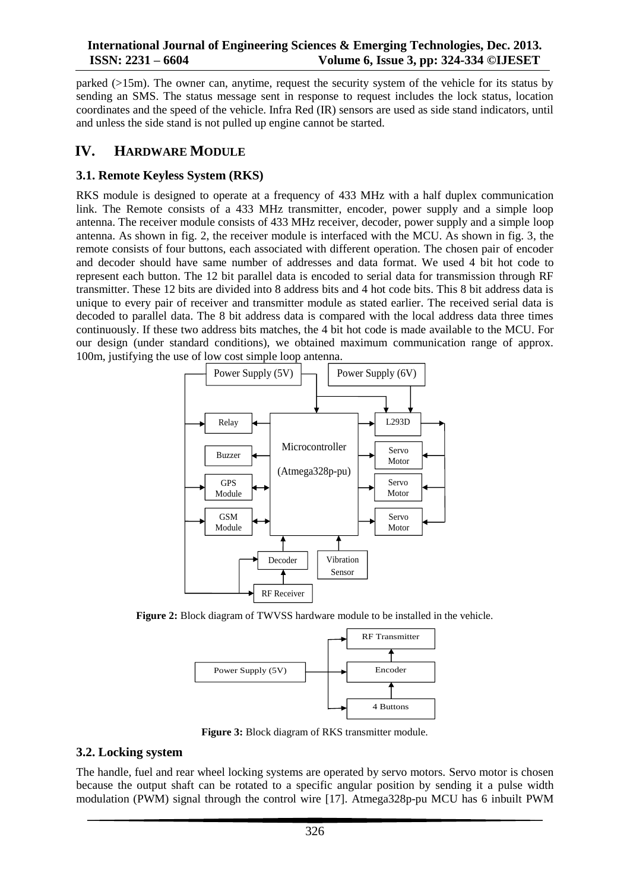parked (>15m). The owner can, anytime, request the security system of the vehicle for its status by sending an SMS. The status message sent in response to request includes the lock status, location coordinates and the speed of the vehicle. Infra Red (IR) sensors are used as side stand indicators, until and unless the side stand is not pulled up engine cannot be started.

# IV. HARDWARE MODULE

## 3.1. Remote Keyless System (RKS)

RKS module is designed to operate at a frequency of 433 MHz with a half duplex communication link. The Remote consists of a 433 MHz transmitter, encoder, power supply and a simple loop antenna. The receiver module consists of 433 MHz receiver, decoder, power supply and a simple loop antenna. As shown in fig. 2, the receiver module is interfaced with the MCU. As shown in fig. 3, the remote consists of four buttons, each associated with different operation. The chosen pair of encoder and decoder should have same number of addresses and data format. We used 4 bit hot code to represent each button. The 12 bit parallel data is encoded to serial data for transmission through RF transmitter. These 12 bits are divided into 8 address bits and 4 hot code bits. This 8 bit address data is unique to every pair of receiver and transmitter module as stated earlier. The received serial data is decoded to parallel data. The 8 bit address data is compared with the local address data three times continuously. If these two address bits matches, the 4 bit hot code is made available to the MCU. For our design (under standard conditions), we obtained maximum communication range of approx. 100m, justifying the use of low cost simple loop antenna.

Power Supply (5V) | Power Supply (6V) | Relay | Buzzer | GPS Module | GSM Module | Microcontroller (Atmega328p-pu) | L293D | Servo Motor | Servo Motor | Servo Motor | Decoder | Vibration Sensor | RF Receiver

**Figure 2:** Block diagram of TWVSS hardware module to be installed in the vehicle.

Power Supply (5V) | RF Transmitter | Encoder | 4 Buttons

**Figure 3:** Block diagram of RKS transmitter module.

## 3.2. Locking system

The handle, fuel and rear wheel locking systems are operated by servo motors. Servo motor is chosen because the output shaft can be rotated to a specific angular position by sending it a pulse width modulation (PWM) signal through the control wire [17]. Atmega328p-pu MCU has 6 inbuilt PWM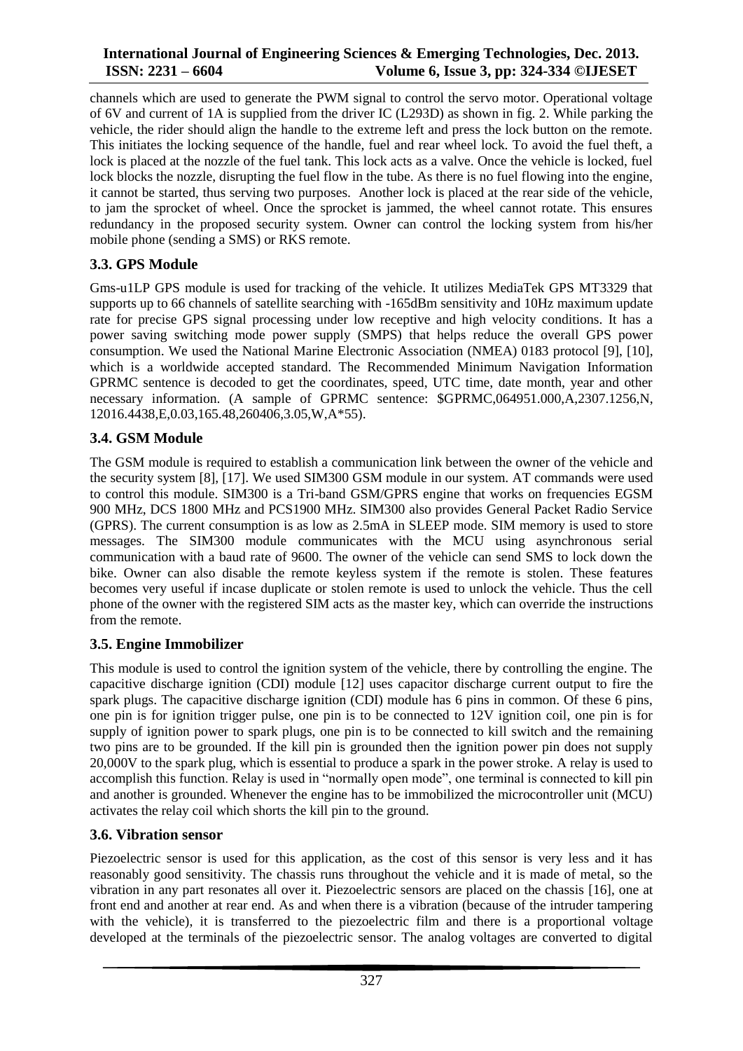channels which are used to generate the PWM signal to control the servo motor. Operational voltage of 6V and current of 1A is supplied from the driver IC (L293D) as shown in fig. 2. While parking the vehicle, the rider should align the handle to the extreme left and press the lock button on the remote. This initiates the locking sequence of the handle, fuel and rear wheel lock. To avoid the fuel theft, a lock is placed at the nozzle of the fuel tank. This lock acts as a valve. Once the vehicle is locked, fuel lock blocks the nozzle, disrupting the fuel flow in the tube. As there is no fuel flowing into the engine, it cannot be started, thus serving two purposes. Another lock is placed at the rear side of the vehicle, to jam the sprocket of wheel. Once the sprocket is jammed, the wheel cannot rotate. This ensures redundancy in the proposed security system. Owner can control the locking system from his/her mobile phone (sending a SMS) or RKS remote.

### 3.3. GPS Module

Gms-u1LP GPS module is used for tracking of the vehicle. It utilizes MediaTek GPS MT3329 that supports up to 66 channels of satellite searching with -165dBm sensitivity and 10Hz maximum update rate for precise GPS signal processing under low receptive and high velocity conditions. It has a power saving switching mode power supply (SMPS) that helps reduce the overall GPS power consumption. We used the National Marine Electronic Association (NMEA) 0183 protocol [9], [10], which is a worldwide accepted standard. The Recommended Minimum Navigation Information GPRMC sentence is decoded to get the coordinates, speed, UTC time, date month, year and other necessary information. (A sample of GPRMC sentence: $GPRMC,064951.000,A,2307.1256,N, 12016.4438,E,0.03,165.48,260406,3.05,W,A*55).

### 3.4. GSM Module

The GSM module is required to establish a communication link between the owner of the vehicle and the security system [8], [17]. We used SIM300 GSM module in our system. AT commands were used to control this module. SIM300 is a Tri-band GSM/GPRS engine that works on frequencies EGSM 900 MHz, DCS 1800 MHz and PCS1900 MHz. SIM300 also provides General Packet Radio Service (GPRS). The current consumption is as low as 2.5mA in SLEEP mode. SIM memory is used to store messages. The SIM300 module communicates with the MCU using asynchronous serial communication with a baud rate of 9600. The owner of the vehicle can send SMS to lock down the bike. Owner can also disable the remote keyless system if the remote is stolen. These features becomes very useful if incase duplicate or stolen remote is used to unlock the vehicle. Thus the cell phone of the owner with the registered SIM acts as the master key, which can override the instructions from the remote.

### 3.5. Engine Immobilizer

This module is used to control the ignition system of the vehicle, there by controlling the engine. The capacitive discharge ignition (CDI) module [12] uses capacitor discharge current output to fire the spark plugs. The capacitive discharge ignition (CDI) module has 6 pins in common. Of these 6 pins, one pin is for ignition trigger pulse, one pin is to be connected to 12V ignition coil, one pin is for supply of ignition power to spark plugs, one pin is to be connected to kill switch and the remaining two pins are to be grounded. If the kill pin is grounded then the ignition power pin does not supply 20,000V to the spark plug, which is essential to produce a spark in the power stroke. A relay is used to accomplish this function. Relay is used in "normally open mode", one terminal is connected to kill pin and another is grounded. Whenever the engine has to be immobilized the microcontroller unit (MCU) activates the relay coil which shorts the kill pin to the ground.

### 3.6. Vibration sensor

Piezoelectric sensor is used for this application, as the cost of this sensor is very less and it has reasonably good sensitivity. The chassis runs throughout the vehicle and it is made of metal, so the vibration in any part resonates all over it. Piezoelectric sensors are placed on the chassis [16], one at front end and another at rear end. As and when there is a vibration (because of the intruder tampering with the vehicle), it is transferred to the piezoelectric film and there is a proportional voltage developed at the terminals of the piezoelectric sensor. The analog voltages are converted to digital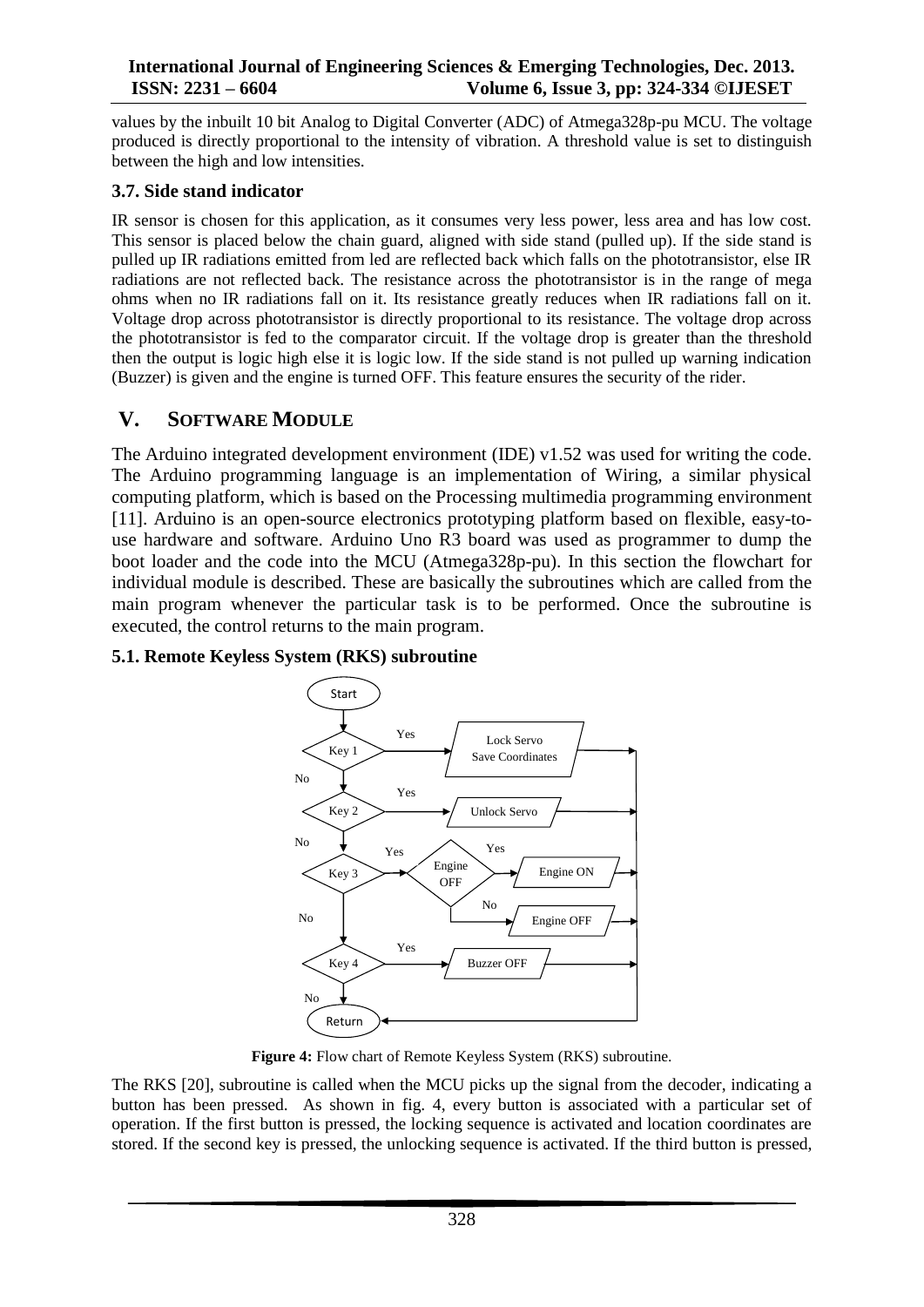values by the inbuilt 10 bit Analog to Digital Converter (ADC) of Atmega328p-pu MCU. The voltage produced is directly proportional to the intensity of vibration. A threshold value is set to distinguish between the high and low intensities.

### 3.7. Side stand indicator

IR sensor is chosen for this application, as it consumes very less power, less area and has low cost. This sensor is placed below the chain guard, aligned with side stand (pulled up). If the side stand is pulled up IR radiations emitted from led are reflected back which falls on the phototransistor, else IR radiations are not reflected back. The resistance across the phototransistor is in the range of mega ohms when no IR radiations fall on it. Its resistance greatly reduces when IR radiations fall on it. Voltage drop across phototransistor is directly proportional to its resistance. The voltage drop across the phototransistor is fed to the comparator circuit. If the voltage drop is greater than the threshold then the output is logic high else it is logic low. If the side stand is not pulled up warning indication (Buzzer) is given and the engine is turned OFF. This feature ensures the security of the rider.

## V. SOFTWARE MODULE

The Arduino integrated development environment (IDE) v1.52 was used for writing the code. The Arduino programming language is an implementation of Wiring, a similar physical computing platform, which is based on the Processing multimedia programming environment [11]. Arduino is an open-source electronics prototyping platform based on flexible, easy-to-use hardware and software. Arduino Uno R3 board was used as programmer to dump the boot loader and the code into the MCU (Atmega328p-pu). In this section the flowchart for individual module is described. These are basically the subroutines which are called from the main program whenever the particular task is to be performed. Once the subroutine is executed, the control returns to the main program.

### 5.1. Remote Keyless System (RKS) subroutine

**Figure 4:** Flow chart of Remote Keyless System (RKS) subroutine.

The RKS [20], subroutine is called when the MCU picks up the signal from the decoder, indicating a button has been pressed. As shown in fig. 4, every button is associated with a particular set of operation. If the first button is pressed, the locking sequence is activated and location coordinates are stored. If the second key is pressed, the unlocking sequence is activated. If the third button is pressed,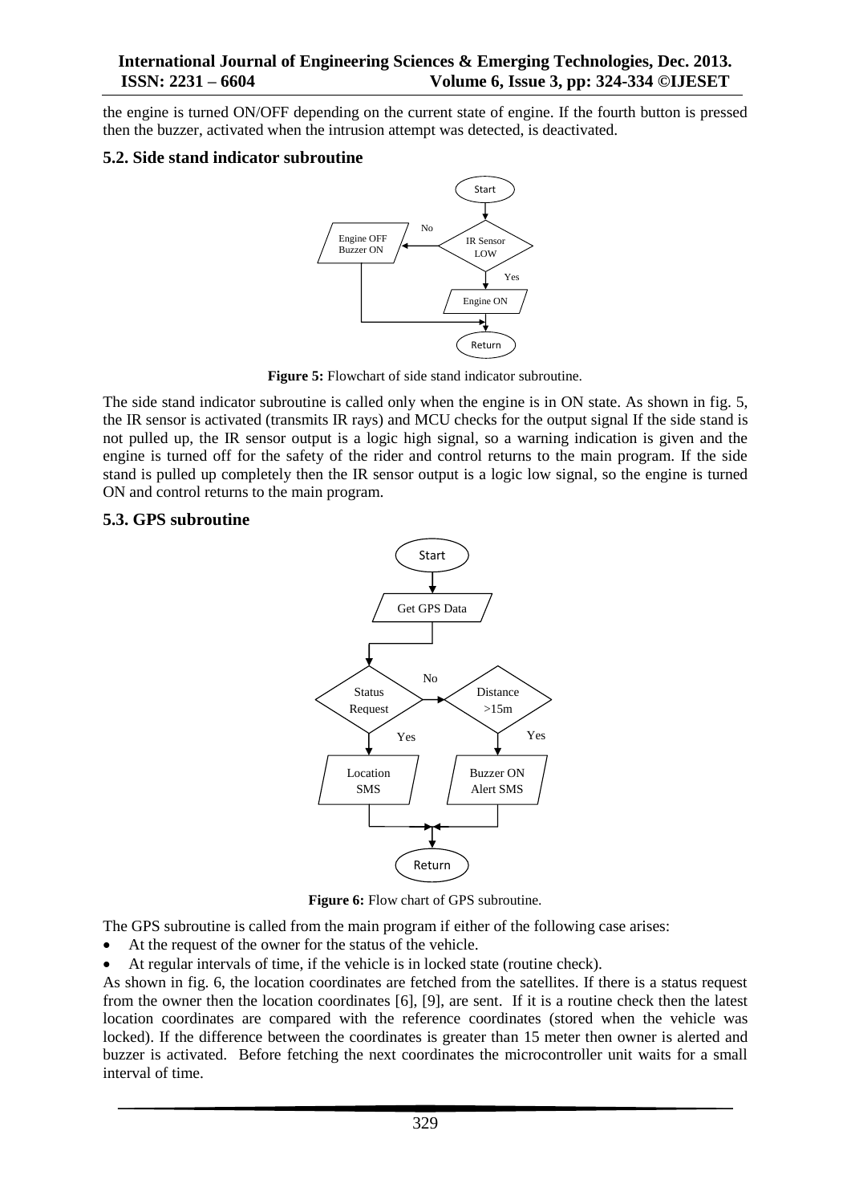the engine is turned ON/OFF depending on the current state of engine. If the fourth button is pressed then the buzzer, activated when the intrusion attempt was detected, is deactivated.

### 5.2. Side stand indicator subroutine

**Figure 5:** Flowchart of side stand indicator subroutine.

The side stand indicator subroutine is called only when the engine is in ON state. As shown in fig. 5, the IR sensor is activated (transmits IR rays) and MCU checks for the output signal If the side stand is not pulled up, the IR sensor output is a logic high signal, so a warning indication is given and the engine is turned off for the safety of the rider and control returns to the main program. If the side stand is pulled up completely then the IR sensor output is a logic low signal, so the engine is turned ON and control returns to the main program.

### 5.3. GPS subroutine

**Figure 6:** Flow chart of GPS subroutine.

The GPS subroutine is called from the main program if either of the following case arises:

- At the request of the owner for the status of the vehicle.
- At regular intervals of time, if the vehicle is in locked state (routine check).

As shown in fig. 6, the location coordinates are fetched from the satellites. If there is a status request from the owner then the location coordinates [6], [9], are sent. If it is a routine check then the latest location coordinates are compared with the reference coordinates (stored when the vehicle was locked). If the difference between the coordinates is greater than 15 meter then owner is alerted and buzzer is activated. Before fetching the next coordinates the microcontroller unit waits for a small interval of time.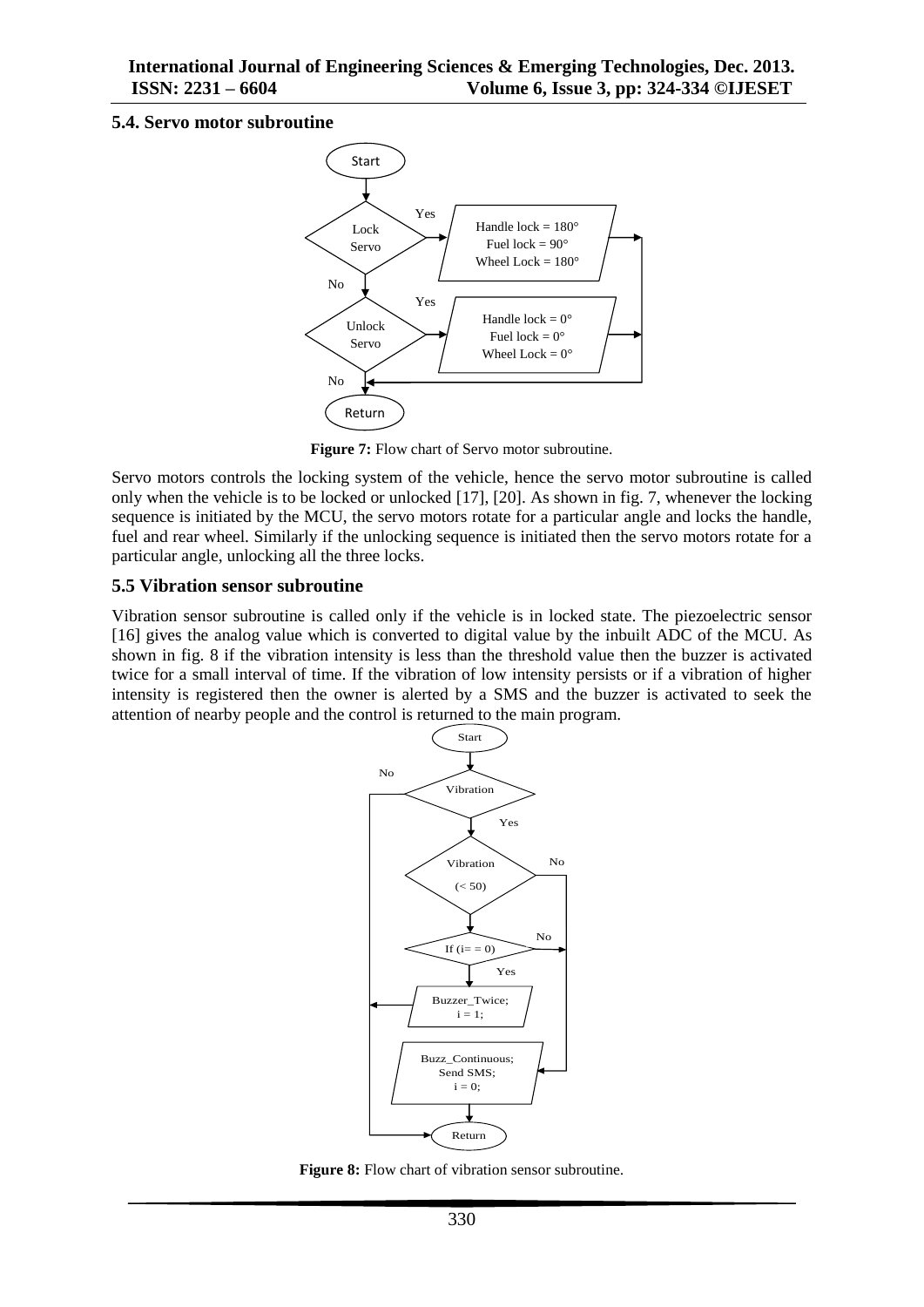### 5.4. Servo motor subroutine

**Figure 7:** Flow chart of Servo motor subroutine.

Servo motors controls the locking system of the vehicle, hence the servo motor subroutine is called only when the vehicle is to be locked or unlocked [17], [20]. As shown in fig. 7, whenever the locking sequence is initiated by the MCU, the servo motors rotate for a particular angle and locks the handle, fuel and rear wheel. Similarly if the unlocking sequence is initiated then the servo motors rotate for a particular angle, unlocking all the three locks.

### 5.5 Vibration sensor subroutine

Vibration sensor subroutine is called only if the vehicle is in locked state. The piezoelectric sensor [16] gives the analog value which is converted to digital value by the inbuilt ADC of the MCU. As shown in fig. 8 if the vibration intensity is less than the threshold value then the buzzer is activated twice for a small interval of time. If the vibration of low intensity persists or if a vibration of higher intensity is registered then the owner is alerted by a SMS and the buzzer is activated to seek the attention of nearby people and the control is returned to the main program.

**Figure 8:** Flow chart of vibration sensor subroutine.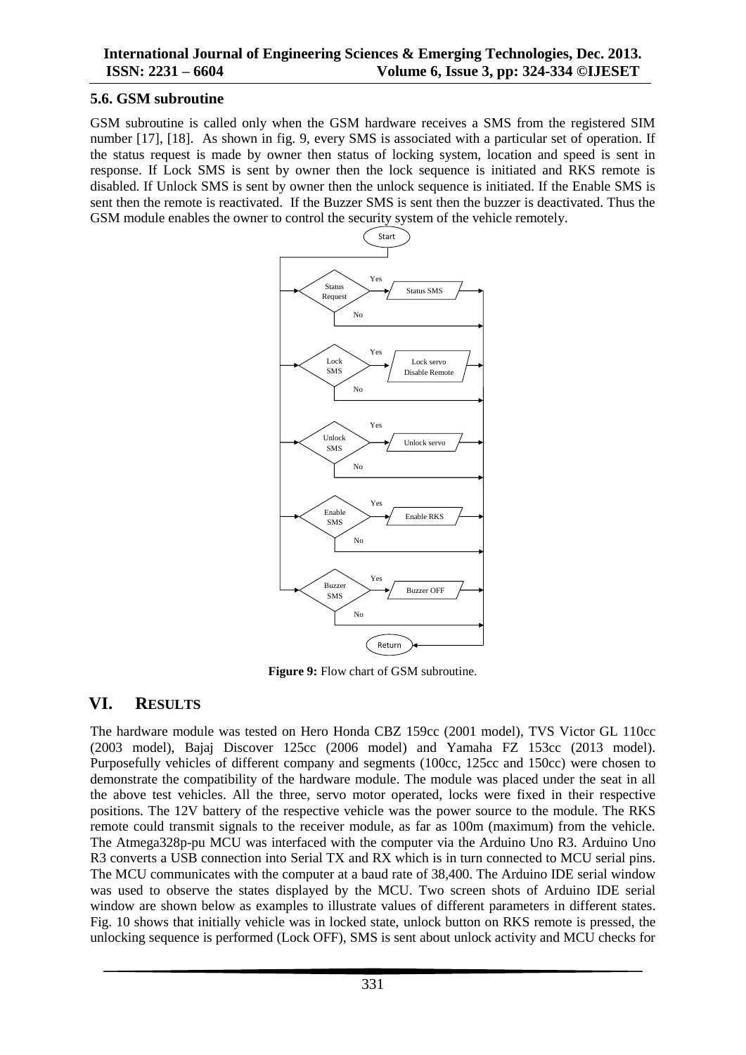### 5.6. GSM subroutine

GSM subroutine is called only when the GSM hardware receives a SMS from the registered SIM number [17], [18]. As shown in fig. 9, every SMS is associated with a particular set of operation. If the status request is made by owner then status of locking system, location and speed is sent in response. If Lock SMS is sent by owner then the lock sequence is initiated and RKS remote is disabled. If Unlock SMS is sent by owner then the unlock sequence is initiated. If the Enable SMS is sent then the remote is reactivated. If the Buzzer SMS is sent then the buzzer is deactivated. Thus the GSM module enables the owner to control the security system of the vehicle remotely.

**Figure 9:** Flow chart of GSM subroutine.

## VI. RESULTS

The hardware module was tested on Hero Honda CBZ 159cc (2001 model), TVS Victor GL 110cc (2003 model), Bajaj Discover 125cc (2006 model) and Yamaha FZ 153cc (2013 model). Purposefully vehicles of different company and segments (100cc, 125cc and 150cc) were chosen to demonstrate the compatibility of the hardware module. The module was placed under the seat in all the above test vehicles. All the three, servo motor operated, locks were fixed in their respective positions. The 12V battery of the respective vehicle was the power source to the module. The RKS remote could transmit signals to the receiver module, as far as 100m (maximum) from the vehicle. The Atmega328p-pu MCU was interfaced with the computer via the Arduino Uno R3. Arduino Uno R3 converts a USB connection into Serial TX and RX which is in turn connected to MCU serial pins. The MCU communicates with the computer at a baud rate of 38,400. The Arduino IDE serial window was used to observe the states displayed by the MCU. Two screen shots of Arduino IDE serial window are shown below as examples to illustrate values of different parameters in different states. Fig. 10 shows that initially vehicle was in locked state, unlock button on RKS remote is pressed, the unlocking sequence is performed (Lock OFF), SMS is sent about unlock activity and MCU checks for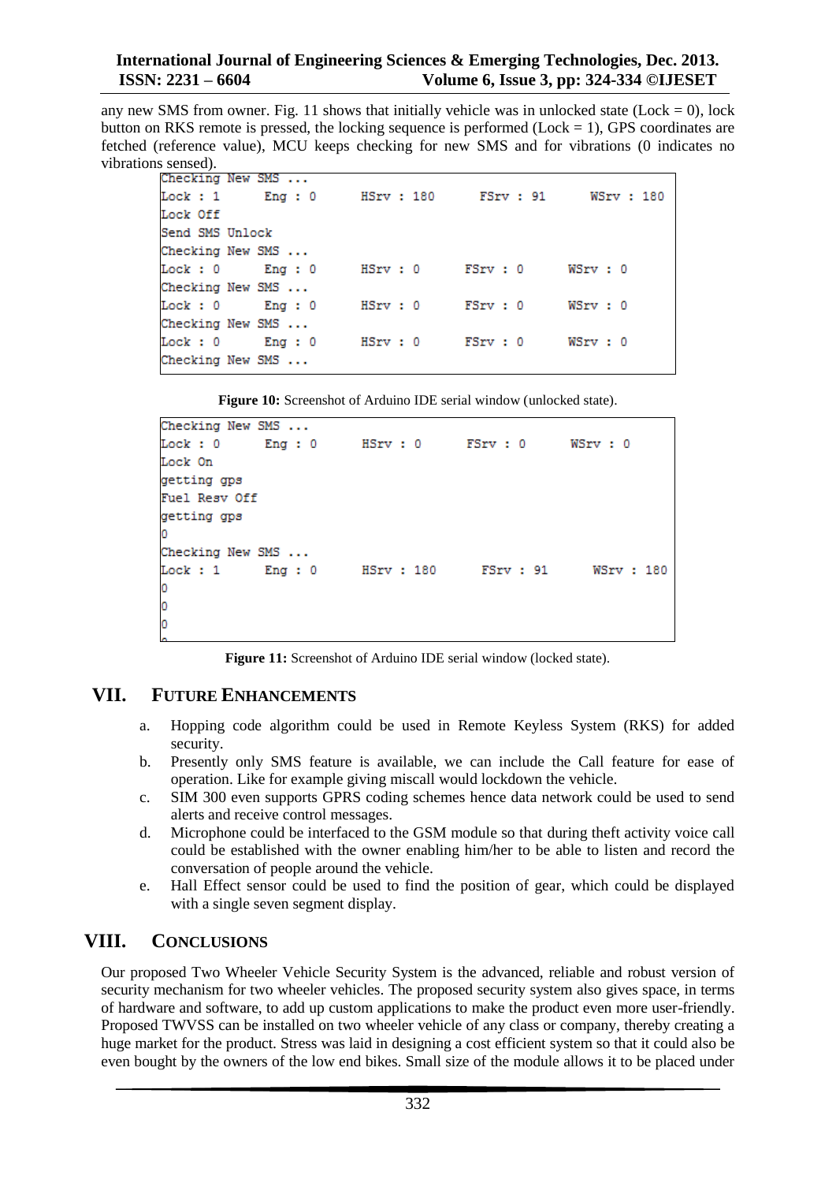any new SMS from owner. Fig. 11 shows that initially vehicle was in unlocked state (Lock = 0), lock button on RKS remote is pressed, the locking sequence is performed (Lock = 1), GPS coordinates are fetched (reference value), MCU keeps checking for new SMS and for vibrations (0 indicates no vibrations sensed).

```
Checking New SMS ...
Lock : 1      Eng : 0      HSrv : 180      FSrv : 91      WSrv : 180
Lock Off
Send SMS Unlock
Checking New SMS ...
Lock : 0      Eng : 0      HSrv : 0      FSrv : 0      WSrv : 0
Checking New SMS ...
Lock : 0      Eng : 0      HSrv : 0      FSrv : 0      WSrv : 0
Checking New SMS ...
Lock : 0      Eng : 0      HSrv : 0      FSrv : 0      WSrv : 0
Checking New SMS ...
```

**Figure 10:** Screenshot of Arduino IDE serial window (unlocked state).

```
Checking New SMS ...
Lock : 0      Eng : 0      HSrv : 0      FSrv : 0      WSrv : 0
Lock On
getting gps
Fuel Resv Off
getting gps
0
Checking New SMS ...
Lock : 1      Eng : 0      HSrv : 180      FSrv : 91      WSrv : 180
0
0
0
```

**Figure 11:** Screenshot of Arduino IDE serial window (locked state).

## VII. Future Enhancements

a. Hopping code algorithm could be used in Remote Keyless System (RKS) for added security.

b. Presently only SMS feature is available, we can include the Call feature for ease of operation. Like for example giving miscall would lockdown the vehicle.

c. SIM 300 even supports GPRS coding schemes hence data network could be used to send alerts and receive control messages.

d. Microphone could be interfaced to the GSM module so that during theft activity voice call could be established with the owner enabling him/her to be able to listen and record the conversation of people around the vehicle.

e. Hall Effect sensor could be used to find the position of gear, which could be displayed with a single seven segment display.

## VIII. Conclusions

Our proposed Two Wheeler Vehicle Security System is the advanced, reliable and robust version of security mechanism for two wheeler vehicles. The proposed security system also gives space, in terms of hardware and software, to add up custom applications to make the product even more user-friendly. Proposed TWVSS can be installed on two wheeler vehicle of any class or company, thereby creating a huge market for the product. Stress was laid in designing a cost efficient system so that it could also be even bought by the owners of the low end bikes. Small size of the module allows it to be placed under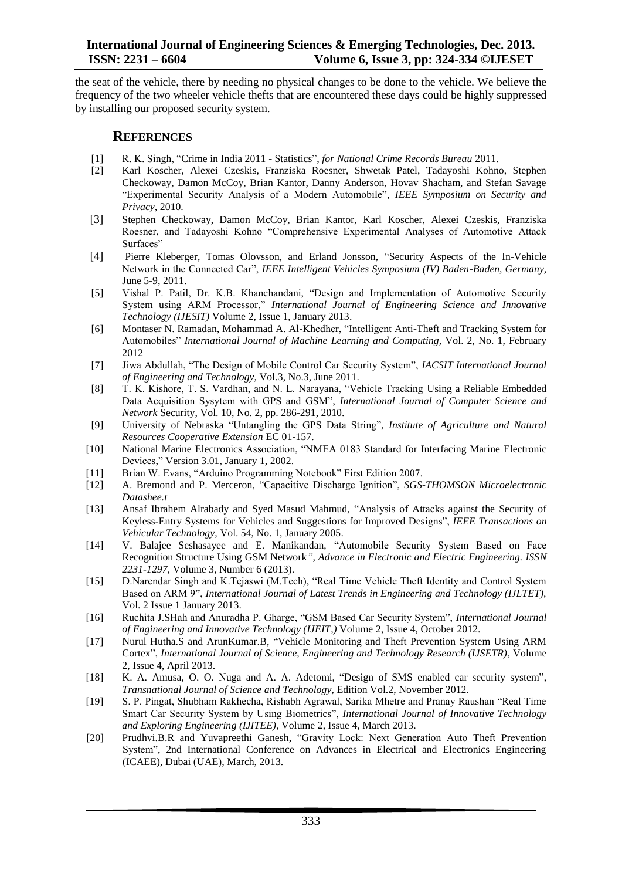the seat of the vehicle, there by needing no physical changes to be done to the vehicle. We believe the frequency of the two wheeler vehicle thefts that are encountered these days could be highly suppressed by installing our proposed security system.

## REFERENCES

[1] R. K. Singh, "Crime in India 2011 - Statistics", *for National Crime Records Bureau* 2011.

[2] Karl Koscher, Alexei Czeskis, Franziska Roesner, Shwetak Patel, Tadayoshi Kohno, Stephen Checkoway, Damon McCoy, Brian Kantor, Danny Anderson, Hovav Shacham, and Stefan Savage "Experimental Security Analysis of a Modern Automobile", *IEEE Symposium on Security and Privacy,* 2010.

[3] Stephen Checkoway, Damon McCoy, Brian Kantor, Karl Koscher, Alexei Czeskis, Franziska Roesner, and Tadayoshi Kohno "Comprehensive Experimental Analyses of Automotive Attack Surfaces"

[4] Pierre Kleberger, Tomas Olovsson, and Erland Jonsson, "Security Aspects of the In-Vehicle Network in the Connected Car", *IEEE Intelligent Vehicles Symposium (IV) Baden-Baden, Germany,* June 5-9, 2011.

[5] Vishal P. Patil, Dr. K.B. Khanchandani, "Design and Implementation of Automotive Security System using ARM Processor," *International Journal of Engineering Science and Innovative Technology (IJESIT)* Volume 2, Issue 1, January 2013.

[6] Montaser N. Ramadan, Mohammad A. Al-Khedher, "Intelligent Anti-Theft and Tracking System for Automobiles" *International Journal of Machine Learning and Computing,* Vol. 2, No. 1, February 2012

[7] Jiwa Abdullah, "The Design of Mobile Control Car Security System", *IACSIT International Journal of Engineering and Technology,* Vol.3, No.3, June 2011.

[8] T. K. Kishore, T. S. Vardhan, and N. L. Narayana, "Vehicle Tracking Using a Reliable Embedded Data Acquisition Sysytem with GPS and GSM", *International Journal of Computer Science and Network* Security, Vol. 10, No. 2, pp. 286-291, 2010.

[9] University of Nebraska "Untangling the GPS Data String", *Institute of Agriculture and Natural Resources Cooperative Extension* EC 01-157.

[10] National Marine Electronics Association, "NMEA 0183 Standard for Interfacing Marine Electronic Devices," Version 3.01, January 1, 2002.

[11] Brian W. Evans, "Arduino Programming Notebook" First Edition 2007.

[12] A. Bremond and P. Merceron, "Capacitive Discharge Ignition", *SGS-THOMSON Microelectronic Datashee.t*

[13] Ansaf Ibrahem Alrabady and Syed Masud Mahmud, "Analysis of Attacks against the Security of Keyless-Entry Systems for Vehicles and Suggestions for Improved Designs", *IEEE Transactions on Vehicular Technology,* Vol. 54, No. 1, January 2005.

[14] V. Balajee Seshasayee and E. Manikandan, "Automobile Security System Based on Face Recognition Structure Using GSM Network*", Advance in Electronic and Electric Engineering. ISSN 2231-1297,* Volume 3, Number 6 (2013).

[15] D.Narendar Singh and K.Tejaswi (M.Tech), "Real Time Vehicle Theft Identity and Control System Based on ARM 9", *International Journal of Latest Trends in Engineering and Technology (IJLTET),* Vol. 2 Issue 1 January 2013.

[16] Ruchita J.SHah and Anuradha P. Gharge, "GSM Based Car Security System", *International Journal of Engineering and Innovative Technology (IJEIT,)* Volume 2, Issue 4, October 2012.

[17] Nurul Hutha.S and ArunKumar.B, "Vehicle Monitoring and Theft Prevention System Using ARM Cortex", *International Journal of Science, Engineering and Technology Research (IJSETR),* Volume 2, Issue 4, April 2013.

[18] K. A. Amusa, O. O. Nuga and A. A. Adetomi, "Design of SMS enabled car security system", *Transnational Journal of Science and Technology,* Edition Vol.2, November 2012.

[19] S. P. Pingat, Shubham Rakhecha, Rishabh Agrawal, Sarika Mhetre and Pranay Raushan "Real Time Smart Car Security System by Using Biometrics", *International Journal of Innovative Technology and Exploring Engineering (IJITEE),* Volume 2, Issue 4, March 2013.

[20] Prudhvi.B.R and Yuvapreethi Ganesh, "Gravity Lock: Next Generation Auto Theft Prevention System", 2nd International Conference on Advances in Electrical and Electronics Engineering (ICAEE), Dubai (UAE), March, 2013.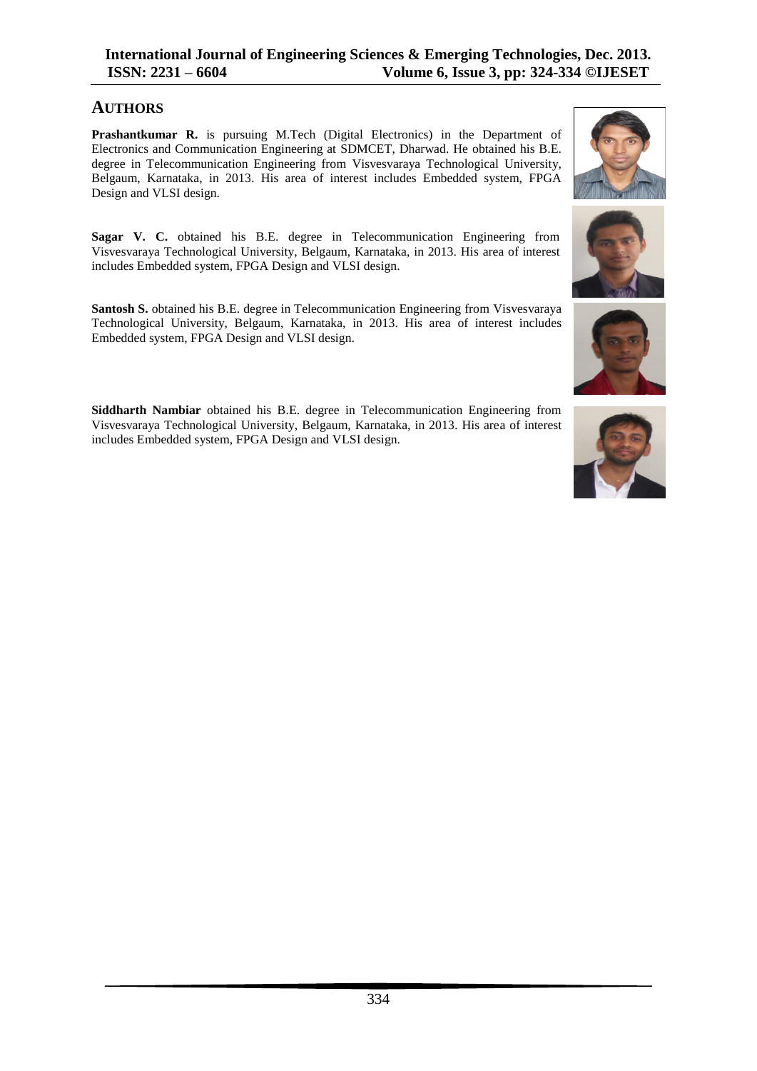## AUTHORS

**Prashantkumar R.** is pursuing M.Tech (Digital Electronics) in the Department of Electronics and Communication Engineering at SDMCET, Dharwad. He obtained his B.E. degree in Telecommunication Engineering from Visvesvaraya Technological University, Belgaum, Karnataka, in 2013. His area of interest includes Embedded system, FPGA Design and VLSI design.

**Sagar V. C.** obtained his B.E. degree in Telecommunication Engineering from Visvesvaraya Technological University, Belgaum, Karnataka, in 2013. His area of interest includes Embedded system, FPGA Design and VLSI design.

**Santosh S.** obtained his B.E. degree in Telecommunication Engineering from Visvesvaraya Technological University, Belgaum, Karnataka, in 2013. His area of interest includes Embedded system, FPGA Design and VLSI design.

**Siddharth Nambiar** obtained his B.E. degree in Telecommunication Engineering from Visvesvaraya Technological University, Belgaum, Karnataka, in 2013. His area of interest includes Embedded system, FPGA Design and VLSI design.